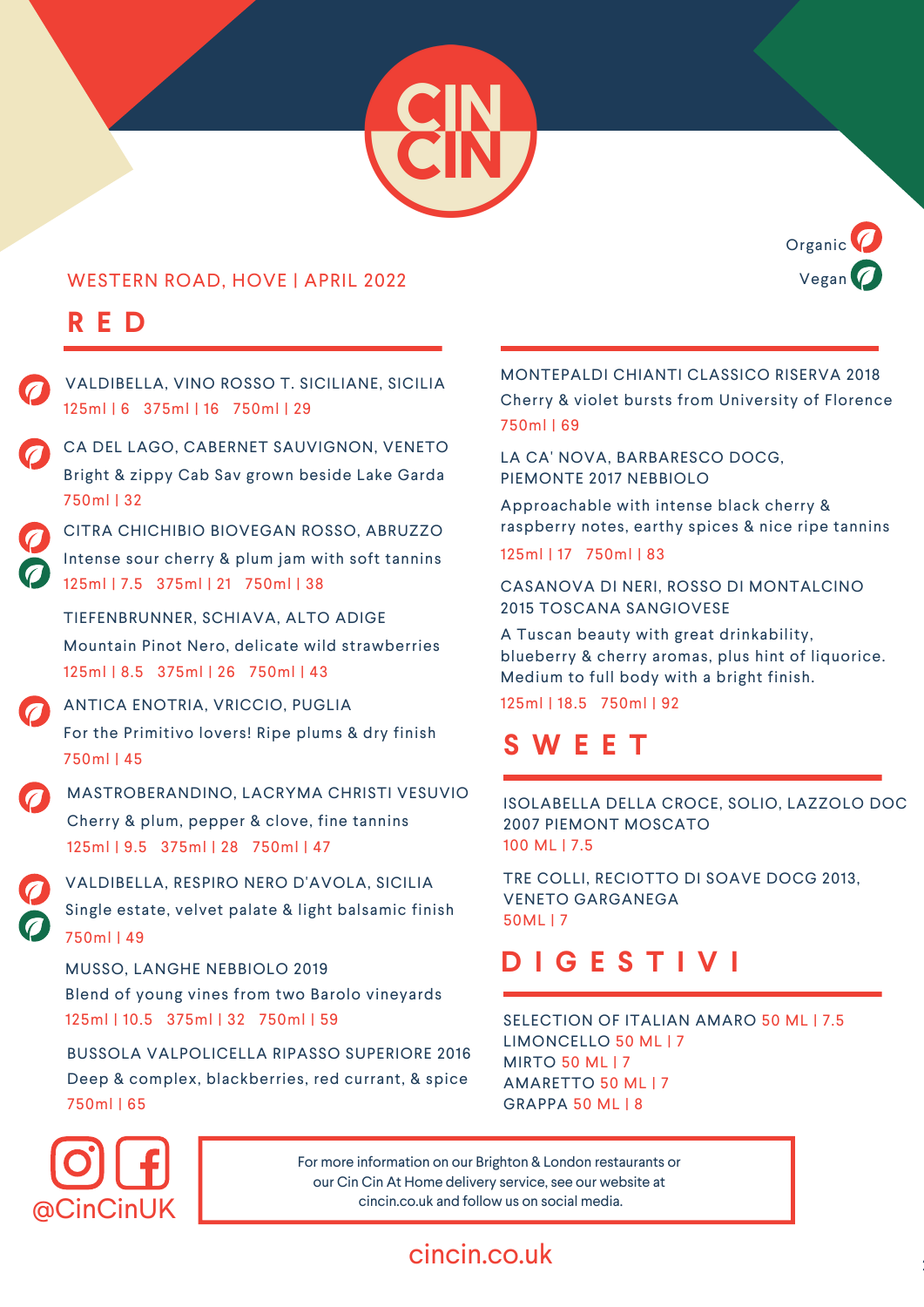# CIN CIN

Organic 🍃
Vegan 🍃

WESTERN ROAD, HOVE | APRIL 2022

## RED

VALDIBELLA, VINO ROSSO T. SICILIANE, SICILIA (Organic)
125ml | 6   375ml | 16   750ml | 29

CA DEL LAGO, CABERNET SAUVIGNON, VENETO (Organic)
Bright & zippy Cab Sav grown beside Lake Garda
750ml | 32

CITRA CHICHIBIO BIOVEGAN ROSSO, ABRUZZO (Organic, Vegan)
Intense sour cherry & plum jam with soft tannins
125ml | 7.5   375ml | 21   750ml | 38

TIEFENBRUNNER, SCHIAVA, ALTO ADIGE
Mountain Pinot Nero, delicate wild strawberries
125ml | 8.5   375ml | 26   750ml | 43

ANTICA ENOTRIA, VRICCIO, PUGLIA (Organic)
For the Primitivo lovers! Ripe plums & dry finish
750ml | 45

MASTROBERANDINO, LACRYMA CHRISTI VESUVIO (Organic)
Cherry & plum, pepper & clove, fine tannins
125ml | 9.5   375ml | 28   750ml | 47

VALDIBELLA, RESPIRO NERO D'AVOLA, SICILIA (Organic, Vegan)
Single estate, velvet palate & light balsamic finish
750ml | 49

MUSSO, LANGHE NEBBIOLO 2019
Blend of young vines from two Barolo vineyards
125ml | 10.5   375ml | 32   750ml | 59

BUSSOLA VALPOLICELLA RIPASSO SUPERIORE 2016
Deep & complex, blackberries, red currant, & spice
750ml | 65

MONTEPALDI CHIANTI CLASSICO RISERVA 2018
Cherry & violet bursts from University of Florence
750ml | 69

LA CA' NOVA, BARBARESCO DOCG, PIEMONTE 2017 NEBBIOLO
Approachable with intense black cherry & raspberry notes, earthy spices & nice ripe tannins
125ml | 17   750ml | 83

CASANOVA DI NERI, ROSSO DI MONTALCINO 2015 TOSCANA SANGIOVESE
A Tuscan beauty with great drinkability, blueberry & cherry aromas, plus hint of liquorice. Medium to full body with a bright finish.
125ml | 18.5   750ml | 92

## SWEET

ISOLABELLA DELLA CROCE, SOLIO, LAZZOLO DOC 2007 PIEMONT MOSCATO
100 ML | 7.5

TRE COLLI, RECIOTTO DI SOAVE DOCG 2013, VENETO GARGANEGA
50ML | 7

## DIGESTIVI

SELECTION OF ITALIAN AMARO 50 ML | 7.5
LIMONCELLO 50 ML | 7
MIRTO 50 ML | 7
AMARETTO 50 ML | 7
GRAPPA 50 ML | 8

@CinCinUK

For more information on our Brighton & London restaurants or our Cin Cin At Home delivery service, see our website at cincin.co.uk and follow us on social media.

cincin.co.uk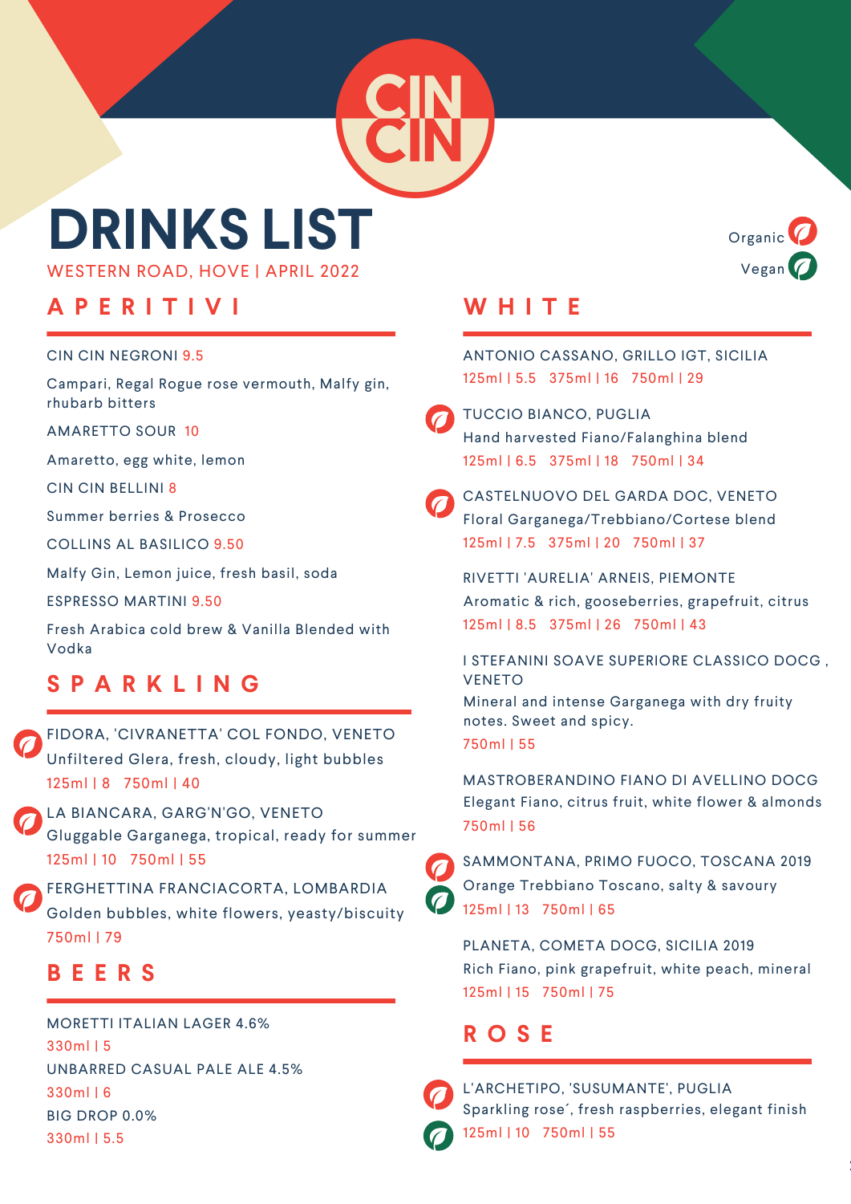CIN CIN

# DRINKS LIST

WESTERN ROAD, HOVE | APRIL 2022

Organic
Vegan

## APERITIVI

CIN CIN NEGRONI 9.5

Campari, Regal Rogue rose vermouth, Malfy gin, rhubarb bitters

AMARETTO SOUR 10

Amaretto, egg white, lemon

CIN CIN BELLINI 8

Summer berries & Prosecco

COLLINS AL BASILICO 9.50

Malfy Gin, Lemon juice, fresh basil, soda

ESPRESSO MARTINI 9.50

Fresh Arabica cold brew & Vanilla Blended with Vodka

## SPARKLING

FIDORA, 'CIVRANETTA' COL FONDO, VENETO (Organic)
Unfiltered Glera, fresh, cloudy, light bubbles
125ml | 8   750ml | 40

LA BIANCARA, GARG'N'GO, VENETO (Organic)
Gluggable Garganega, tropical, ready for summer
125ml | 10   750ml | 55

FERGHETTINA FRANCIACORTA, LOMBARDIA (Organic)
Golden bubbles, white flowers, yeasty/biscuity
750ml | 79

## BEERS

MORETTI ITALIAN LAGER 4.6%
330ml | 5

UNBARRED CASUAL PALE ALE 4.5%
330ml | 6

BIG DROP 0.0%
330ml | 5.5

## WHITE

ANTONIO CASSANO, GRILLO IGT, SICILIA
125ml | 5.5   375ml | 16   750ml | 29

TUCCIO BIANCO, PUGLIA (Organic)
Hand harvested Fiano/Falanghina blend
125ml | 6.5   375ml | 18   750ml | 34

CASTELNUOVO DEL GARDA DOC, VENETO (Organic)
Floral Garganega/Trebbiano/Cortese blend
125ml | 7.5   375ml | 20   750ml | 37

RIVETTI 'AURELIA' ARNEIS, PIEMONTE
Aromatic & rich, gooseberries, grapefruit, citrus
125ml | 8.5   375ml | 26   750ml | 43

I STEFANINI SOAVE SUPERIORE CLASSICO DOCG , VENETO
Mineral and intense Garganega with dry fruity notes. Sweet and spicy.
750ml | 55

MASTROBERANDINO FIANO DI AVELLINO DOCG
Elegant Fiano, citrus fruit, white flower & almonds
750ml | 56

SAMMONTANA, PRIMO FUOCO, TOSCANA 2019 (Organic, Vegan)
Orange Trebbiano Toscano, salty & savoury
125ml | 13   750ml | 65

PLANETA, COMETA DOCG, SICILIA 2019
Rich Fiano, pink grapefruit, white peach, mineral
125ml | 15   750ml | 75

## ROSE

L'ARCHETIPO, 'SUSUMANTE', PUGLIA (Organic, Vegan)
Sparkling rose´, fresh raspberries, elegant finish
125ml | 10   750ml | 55